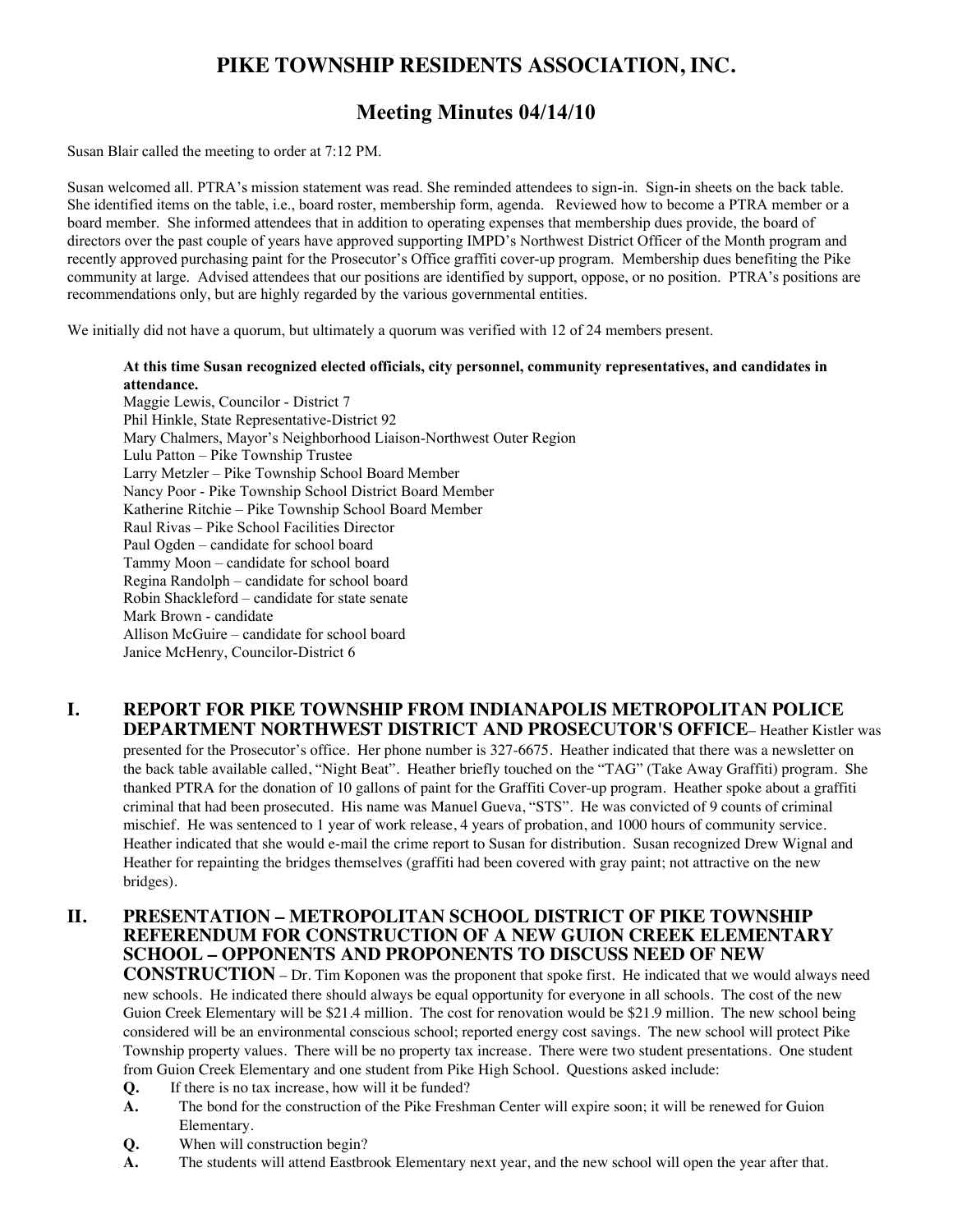# PIKE TOWNSHIP RESIDENTS ASSOCIATION, INC.

## Meeting Minutes 04/14/10

Susan Blair called the meeting to order at 7:12 PM.

Susan welcomed all. PTRA's mission statement was read. She reminded attendees to sign-in. Sign-in sheets on the back table. She identified items on the table, i.e., board roster, membership form, agenda. Reviewed how to become a PTRA member or a board member. She informed attendees that in addition to operating expenses that membership dues provide, the board of directors over the past couple of years have approved supporting IMPD's Northwest District Officer of the Month program and recently approved purchasing paint for the Prosecutor's Office graffiti cover-up program. Membership dues benefiting the Pike community at large. Advised attendees that our positions are identified by support, oppose, or no position. PTRA's positions are recommendations only, but are highly regarded by the various governmental entities.

We initially did not have a quorum, but ultimately a quorum was verified with 12 of 24 members present.

**At this time Susan recognized elected officials, city personnel, community representatives, and candidates in attendance.**

Maggie Lewis, Councilor - District 7
Phil Hinkle, State Representative-District 92
Mary Chalmers, Mayor's Neighborhood Liaison-Northwest Outer Region
Lulu Patton – Pike Township Trustee
Larry Metzler – Pike Township School Board Member
Nancy Poor - Pike Township School District Board Member
Katherine Ritchie – Pike Township School Board Member
Raul Rivas – Pike School Facilities Director
Paul Ogden – candidate for school board
Tammy Moon – candidate for school board
Regina Randolph – candidate for school board
Robin Shackleford – candidate for state senate
Mark Brown - candidate
Allison McGuire – candidate for school board
Janice McHenry, Councilor-District 6

## I. REPORT FOR PIKE TOWNSHIP FROM INDIANAPOLIS METROPOLITAN POLICE DEPARTMENT NORTHWEST DISTRICT AND PROSECUTOR'S OFFICE

– Heather Kistler was presented for the Prosecutor's office. Her phone number is 327-6675. Heather indicated that there was a newsletter on the back table available called, "Night Beat". Heather briefly touched on the "TAG" (Take Away Graffiti) program. She thanked PTRA for the donation of 10 gallons of paint for the Graffiti Cover-up program. Heather spoke about a graffiti criminal that had been prosecuted. His name was Manuel Gueva, "STS". He was convicted of 9 counts of criminal mischief. He was sentenced to 1 year of work release, 4 years of probation, and 1000 hours of community service. Heather indicated that she would e-mail the crime report to Susan for distribution. Susan recognized Drew Wignal and Heather for repainting the bridges themselves (graffiti had been covered with gray paint; not attractive on the new bridges).

## II. PRESENTATION – METROPOLITAN SCHOOL DISTRICT OF PIKE TOWNSHIP REFERENDUM FOR CONSTRUCTION OF A NEW GUION CREEK ELEMENTARY SCHOOL – OPPONENTS AND PROPONENTS TO DISCUSS NEED OF NEW CONSTRUCTION

– Dr. Tim Koponen was the proponent that spoke first. He indicated that we would always need new schools. He indicated there should always be equal opportunity for everyone in all schools. The cost of the new Guion Creek Elementary will be $21.4 million. The cost for renovation would be $21.9 million. The new school being considered will be an environmental conscious school; reported energy cost savings. The new school will protect Pike Township property values. There will be no property tax increase. There were two student presentations. One student from Guion Creek Elementary and one student from Pike High School. Questions asked include:

**Q.** If there is no tax increase, how will it be funded?

**A.** The bond for the construction of the Pike Freshman Center will expire soon; it will be renewed for Guion Elementary.

**Q.** When will construction begin?

**A.** The students will attend Eastbrook Elementary next year, and the new school will open the year after that.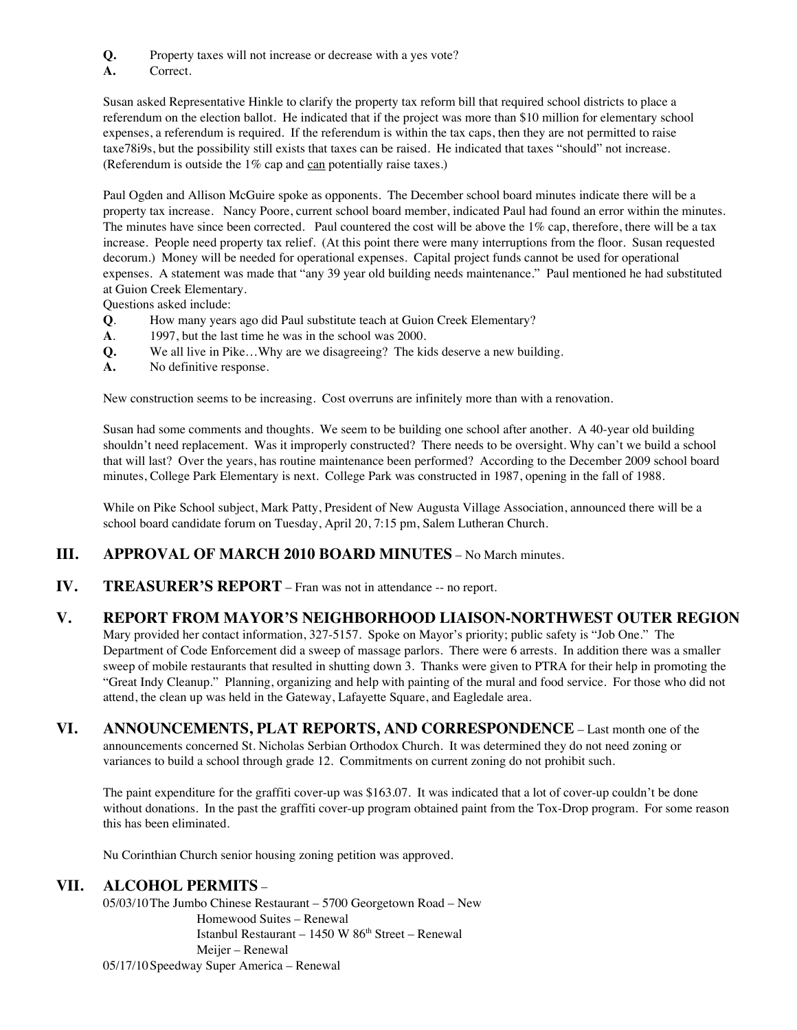**Q.** Property taxes will not increase or decrease with a yes vote?
**A.** Correct.

Susan asked Representative Hinkle to clarify the property tax reform bill that required school districts to place a referendum on the election ballot. He indicated that if the project was more than $10 million for elementary school expenses, a referendum is required. If the referendum is within the tax caps, then they are not permitted to raise taxe78i9s, but the possibility still exists that taxes can be raised. He indicated that taxes "should" not increase. (Referendum is outside the 1% cap and can potentially raise taxes.)

Paul Ogden and Allison McGuire spoke as opponents. The December school board minutes indicate there will be a property tax increase. Nancy Poore, current school board member, indicated Paul had found an error within the minutes. The minutes have since been corrected. Paul countered the cost will be above the 1% cap, therefore, there will be a tax increase. People need property tax relief. (At this point there were many interruptions from the floor. Susan requested decorum.) Money will be needed for operational expenses. Capital project funds cannot be used for operational expenses. A statement was made that "any 39 year old building needs maintenance." Paul mentioned he had substituted at Guion Creek Elementary.

Questions asked include:

**Q**. How many years ago did Paul substitute teach at Guion Creek Elementary?
**A**. 1997, but the last time he was in the school was 2000.
**Q.** We all live in Pike…Why are we disagreeing? The kids deserve a new building.
**A.** No definitive response.

New construction seems to be increasing. Cost overruns are infinitely more than with a renovation.

Susan had some comments and thoughts. We seem to be building one school after another. A 40-year old building shouldn't need replacement. Was it improperly constructed? There needs to be oversight. Why can't we build a school that will last? Over the years, has routine maintenance been performed? According to the December 2009 school board minutes, College Park Elementary is next. College Park was constructed in 1987, opening in the fall of 1988.

While on Pike School subject, Mark Patty, President of New Augusta Village Association, announced there will be a school board candidate forum on Tuesday, April 20, 7:15 pm, Salem Lutheran Church.

## III. APPROVAL OF MARCH 2010 BOARD MINUTES – No March minutes.

## IV. TREASURER'S REPORT – Fran was not in attendance -- no report.

## V. REPORT FROM MAYOR'S NEIGHBORHOOD LIAISON-NORTHWEST OUTER REGION

Mary provided her contact information, 327-5157. Spoke on Mayor's priority; public safety is "Job One." The Department of Code Enforcement did a sweep of massage parlors. There were 6 arrests. In addition there was a smaller sweep of mobile restaurants that resulted in shutting down 3. Thanks were given to PTRA for their help in promoting the "Great Indy Cleanup." Planning, organizing and help with painting of the mural and food service. For those who did not attend, the clean up was held in the Gateway, Lafayette Square, and Eagledale area.

## VI. ANNOUNCEMENTS, PLAT REPORTS, AND CORRESPONDENCE – Last month one of the announcements concerned St. Nicholas Serbian Orthodox Church. It was determined they do not need zoning or variances to build a school through grade 12. Commitments on current zoning do not prohibit such.

The paint expenditure for the graffiti cover-up was $163.07. It was indicated that a lot of cover-up couldn't be done without donations. In the past the graffiti cover-up program obtained paint from the Tox-Drop program. For some reason this has been eliminated.

Nu Corinthian Church senior housing zoning petition was approved.

## VII. ALCOHOL PERMITS –

05/03/10 The Jumbo Chinese Restaurant – 5700 Georgetown Road – New
Homewood Suites – Renewal
Istanbul Restaurant – 1450 W 86th Street – Renewal
Meijer – Renewal
05/17/10 Speedway Super America – Renewal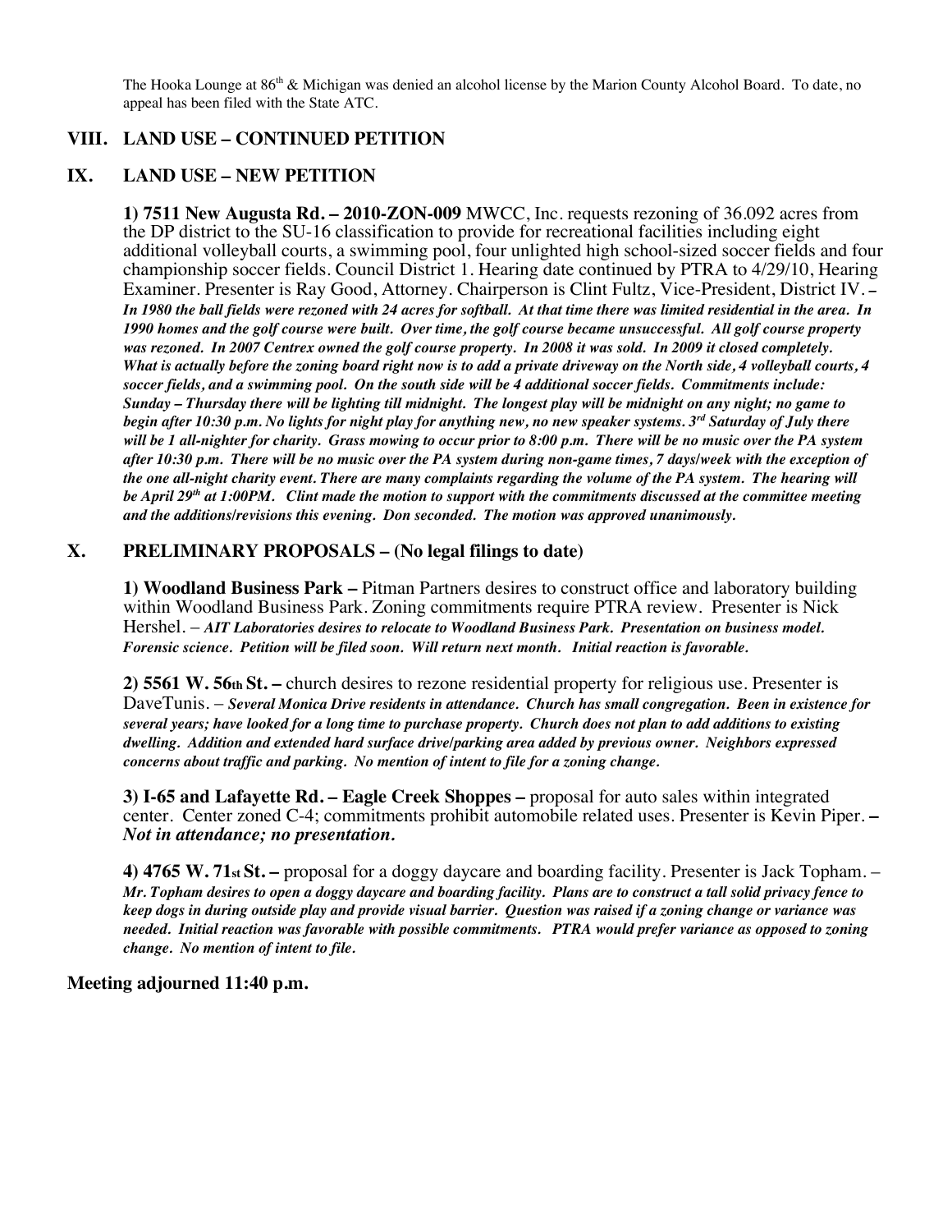The Hooka Lounge at 86th & Michigan was denied an alcohol license by the Marion County Alcohol Board. To date, no appeal has been filed with the State ATC.

## VIII. LAND USE – CONTINUED PETITION

## IX. LAND USE – NEW PETITION

**1) 7511 New Augusta Rd. – 2010-ZON-009** MWCC, Inc. requests rezoning of 36.092 acres from the DP district to the SU-16 classification to provide for recreational facilities including eight additional volleyball courts, a swimming pool, four unlighted high school-sized soccer fields and four championship soccer fields. Council District 1. Hearing date continued by PTRA to 4/29/10, Hearing Examiner. Presenter is Ray Good, Attorney. Chairperson is Clint Fultz, Vice-President, District IV. – ***In 1980 the ball fields were rezoned with 24 acres for softball. At that time there was limited residential in the area. In 1990 homes and the golf course were built. Over time, the golf course became unsuccessful. All golf course property was rezoned. In 2007 Centrex owned the golf course property. In 2008 it was sold. In 2009 it closed completely. What is actually before the zoning board right now is to add a private driveway on the North side, 4 volleyball courts, 4 soccer fields, and a swimming pool. On the south side will be 4 additional soccer fields. Commitments include: Sunday – Thursday there will be lighting till midnight. The longest play will be midnight on any night; no game to begin after 10:30 p.m. No lights for night play for anything new, no new speaker systems. 3rd Saturday of July there will be 1 all-nighter for charity. Grass mowing to occur prior to 8:00 p.m. There will be no music over the PA system after 10:30 p.m. There will be no music over the PA system during non-game times, 7 days/week with the exception of the one all-night charity event. There are many complaints regarding the volume of the PA system. The hearing will be April 29th at 1:00PM. Clint made the motion to support with the commitments discussed at the committee meeting and the additions/revisions this evening. Don seconded. The motion was approved unanimously.***

## X. PRELIMINARY PROPOSALS – (No legal filings to date)

**1) Woodland Business Park –** Pitman Partners desires to construct office and laboratory building within Woodland Business Park. Zoning commitments require PTRA review. Presenter is Nick Hershel. – ***AIT Laboratories desires to relocate to Woodland Business Park. Presentation on business model. Forensic science. Petition will be filed soon. Will return next month. Initial reaction is favorable.***

**2) 5561 W. 56th St. –** church desires to rezone residential property for religious use. Presenter is DaveTunis. – ***Several Monica Drive residents in attendance. Church has small congregation. Been in existence for several years; have looked for a long time to purchase property. Church does not plan to add additions to existing dwelling. Addition and extended hard surface drive/parking area added by previous owner. Neighbors expressed concerns about traffic and parking. No mention of intent to file for a zoning change.***

**3) I-65 and Lafayette Rd. – Eagle Creek Shoppes –** proposal for auto sales within integrated center. Center zoned C-4; commitments prohibit automobile related uses. Presenter is Kevin Piper. **– *Not in attendance; no presentation.***

**4) 4765 W. 71st St. –** proposal for a doggy daycare and boarding facility. Presenter is Jack Topham. – ***Mr. Topham desires to open a doggy daycare and boarding facility. Plans are to construct a tall solid privacy fence to keep dogs in during outside play and provide visual barrier. Question was raised if a zoning change or variance was needed. Initial reaction was favorable with possible commitments. PTRA would prefer variance as opposed to zoning change. No mention of intent to file.***

**Meeting adjourned 11:40 p.m.**